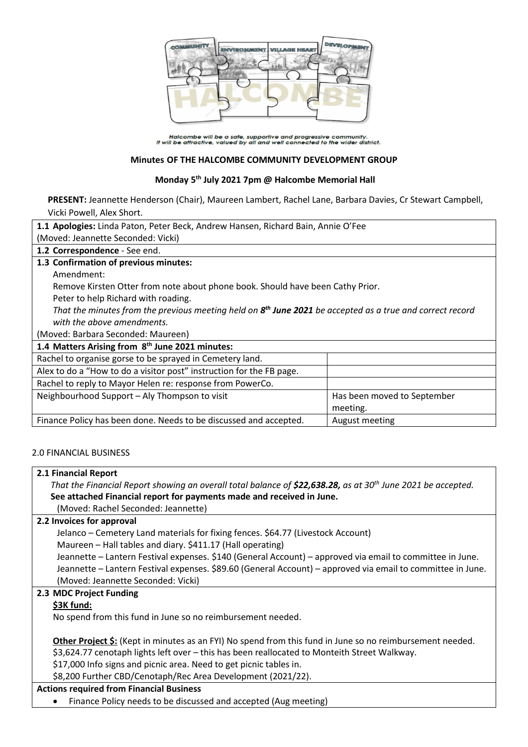Halcombe will be a safe, supportive and progressive community.
It will be attractive, valued by all and well connected to the wider district.

## Minutes OF THE HALCOMBE COMMUNITY DEVELOPMENT GROUP

### Monday 5th July 2021 7pm @ Halcombe Memorial Hall

**PRESENT:** Jeannette Henderson (Chair), Maureen Lambert, Rachel Lane, Barbara Davies, Cr Stewart Campbell, Vicki Powell, Alex Short.

**1.1 Apologies:** Linda Paton, Peter Beck, Andrew Hansen, Richard Bain, Annie O'Fee
(Moved: Jeannette Seconded: Vicki)

**1.2 Correspondence** - See end.

**1.3 Confirmation of previous minutes:**

Amendment:

Remove Kirsten Otter from note about phone book. Should have been Cathy Prior.

Peter to help Richard with roading.

*That the minutes from the previous meeting held on **8th June 2021** be accepted as a true and correct record with the above amendments.*

(Moved: Barbara Seconded: Maureen)

| **1.4 Matters Arising from 8th June 2021 minutes:** | |
|---|---|
| Rachel to organise gorse to be sprayed in Cemetery land. | |
| Alex to do a "How to do a visitor post" instruction for the FB page. | |
| Rachel to reply to Mayor Helen re: response from PowerCo. | |
| Neighbourhood Support – Aly Thompson to visit | Has been moved to September meeting. |
| Finance Policy has been done. Needs to be discussed and accepted. | August meeting |

2.0 FINANCIAL BUSINESS

**2.1 Financial Report**

*That the Financial Report showing an overall total balance of **$22,638.28,** as at 30th June 2021 be accepted.*

**See attached Financial report for payments made and received in June.**

(Moved: Rachel Seconded: Jeannette)

**2.2 Invoices for approval**

Jelanco – Cemetery Land materials for fixing fences. $64.77 (Livestock Account)

Maureen – Hall tables and diary. $411.17 (Hall operating)

Jeannette – Lantern Festival expenses. $140 (General Account) – approved via email to committee in June.

Jeannette – Lantern Festival expenses. $89.60 (General Account) – approved via email to committee in June.

(Moved: Jeannette Seconded: Vicki)

**2.3 MDC Project Funding**

**$3K fund:**

No spend from this fund in June so no reimbursement needed.

**Other Project $:** (Kept in minutes as an FYI) No spend from this fund in June so no reimbursement needed.

$3,624.77 cenotaph lights left over – this has been reallocated to Monteith Street Walkway.

$17,000 Info signs and picnic area. Need to get picnic tables in.

$8,200 Further CBD/Cenotaph/Rec Area Development (2021/22).

**Actions required from Financial Business**

- Finance Policy needs to be discussed and accepted (Aug meeting)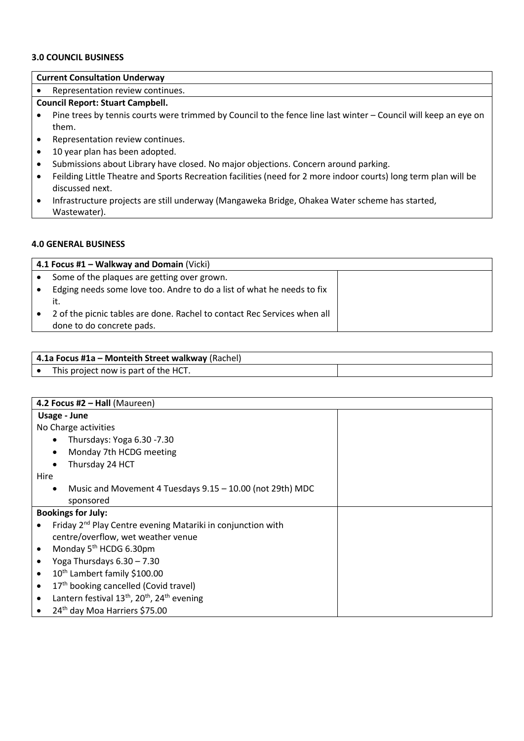## 3.0 COUNCIL BUSINESS

| Current Consultation Underway |
|---|
| • Representation review continues. |
| **Council Report: Stuart Campbell.** |
| • Pine trees by tennis courts were trimmed by Council to the fence line last winter – Council will keep an eye on them.<br>• Representation review continues.<br>• 10 year plan has been adopted.<br>• Submissions about Library have closed. No major objections. Concern around parking.<br>• Feilding Little Theatre and Sports Recreation facilities (need for 2 more indoor courts) long term plan will be discussed next.<br>• Infrastructure projects are still underway (Mangaweka Bridge, Ohakea Water scheme has started, Wastewater). |

## 4.0 GENERAL BUSINESS

| **4.1 Focus #1 – Walkway and Domain** (Vicki) | |
|---|---|
| • Some of the plaques are getting over grown.<br>• Edging needs some love too. Andre to do a list of what he needs to fix it.<br>• 2 of the picnic tables are done. Rachel to contact Rec Services when all done to do concrete pads. | |

| **4.1a Focus #1a – Monteith Street walkway** (Rachel) | |
|---|---|
| • This project now is part of the HCT. | |

| **4.2 Focus #2 – Hall** (Maureen) | |
|---|---|
| **Usage - June**<br>No Charge activities<br>• Thursdays: Yoga 6.30 -7.30<br>• Monday 7th HCDG meeting<br>• Thursday 24 HCT<br>Hire<br>• Music and Movement 4 Tuesdays 9.15 – 10.00 (not 29th) MDC sponsored | |
| **Bookings for July:**<br>• Friday 2nd Play Centre evening Matariki in conjunction with centre/overflow, wet weather venue<br>• Monday 5th HCDG 6.30pm<br>• Yoga Thursdays 6.30 – 7.30<br>• 10th Lambert family $100.00<br>• 17th booking cancelled (Covid travel)<br>• Lantern festival 13th, 20th, 24th evening<br>• 24th day Moa Harriers $75.00 | |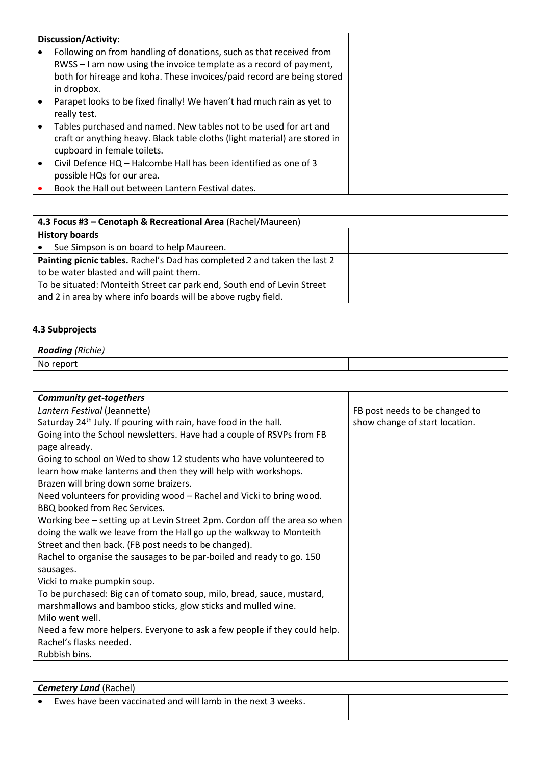| **Discussion/Activity:** | |
|---|---|
| • Following on from handling of donations, such as that received from RWSS – I am now using the invoice template as a record of payment, both for hireage and koha. These invoices/paid record are being stored in dropbox.<br>• Parapet looks to be fixed finally! We haven't had much rain as yet to really test.<br>• Tables purchased and named. New tables not to be used for art and craft or anything heavy. Black table cloths (light material) are stored in cupboard in female toilets.<br>• Civil Defence HQ – Halcombe Hall has been identified as one of 3 possible HQs for our area.<br>• Book the Hall out between Lantern Festival dates. | |

| **4.3 Focus #3 – Cenotaph & Recreational Area** (Rachel/Maureen) | |
|---|---|
| **History boards** | |
| • Sue Simpson is on board to help Maureen. | |
| **Painting picnic tables.** Rachel's Dad has completed 2 and taken the last 2 to be water blasted and will paint them.<br>To be situated: Monteith Street car park end, South end of Levin Street and 2 in area by where info boards will be above rugby field. | |

### 4.3 Subprojects

| ***Roading*** *(Richie)* | |
|---|---|
| No report | |

| ***Community get-togethers*** | |
|---|---|
| _Lantern Festival_ (Jeannette)<br>Saturday 24th July. If pouring with rain, have food in the hall.<br>Going into the School newsletters. Have had a couple of RSVPs from FB page already.<br>Going to school on Wed to show 12 students who have volunteered to learn how make lanterns and then they will help with workshops.<br>Brazen will bring down some braizers.<br>Need volunteers for providing wood – Rachel and Vicki to bring wood.<br>BBQ booked from Rec Services.<br>Working bee – setting up at Levin Street 2pm. Cordon off the area so when doing the walk we leave from the Hall go up the walkway to Monteith Street and then back. (FB post needs to be changed).<br>Rachel to organise the sausages to be par-boiled and ready to go. 150 sausages.<br>Vicki to make pumpkin soup.<br>To be purchased: Big can of tomato soup, milo, bread, sauce, mustard, marshmallows and bamboo sticks, glow sticks and mulled wine.<br>Milo went well.<br>Need a few more helpers. Everyone to ask a few people if they could help.<br>Rachel's flasks needed.<br>Rubbish bins. | FB post needs to be changed to show change of start location. |

| ***Cemetery Land*** (Rachel) | |
|---|---|
| • Ewes have been vaccinated and will lamb in the next 3 weeks. | |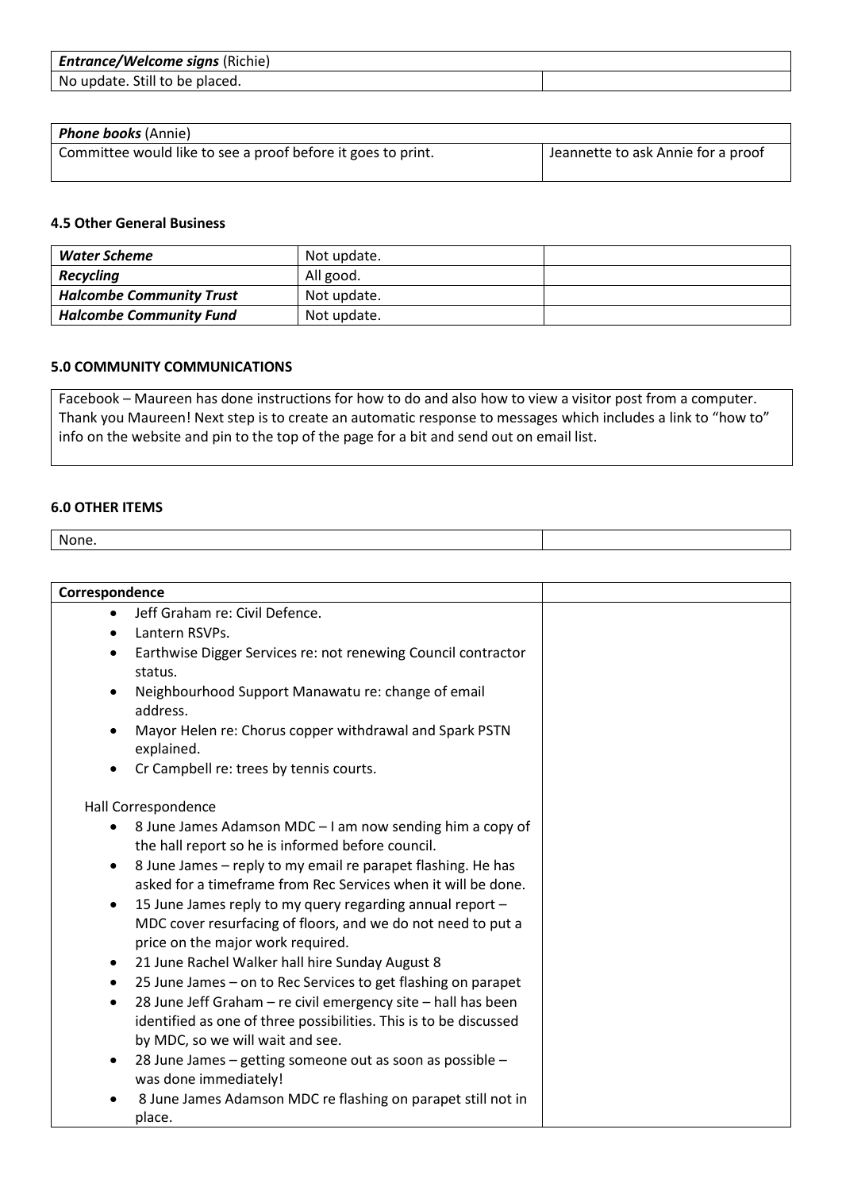| *Entrance/Welcome signs* (Richie) | |
|---|---|
| No update. Still to be placed. | |

| *Phone books* (Annie) | |
|---|---|
| Committee would like to see a proof before it goes to print. | Jeannette to ask Annie for a proof |

#### 4.5 Other General Business

| | | |
|---|---|---|
| ***Water Scheme*** | Not update. | |
| ***Recycling*** | All good. | |
| ***Halcombe Community Trust*** | Not update. | |
| ***Halcombe Community Fund*** | Not update. | |

#### 5.0 COMMUNITY COMMUNICATIONS

Facebook – Maureen has done instructions for how to do and also how to view a visitor post from a computer. Thank you Maureen! Next step is to create an automatic response to messages which includes a link to "how to" info on the website and pin to the top of the page for a bit and send out on email list.

#### 6.0 OTHER ITEMS

| None. | |
|---|---|

**Correspondence**

- Jeff Graham re: Civil Defence.
- Lantern RSVPs.
- Earthwise Digger Services re: not renewing Council contractor status.
- Neighbourhood Support Manawatu re: change of email address.
- Mayor Helen re: Chorus copper withdrawal and Spark PSTN explained.
- Cr Campbell re: trees by tennis courts.

Hall Correspondence

- 8 June James Adamson MDC – I am now sending him a copy of the hall report so he is informed before council.
- 8 June James – reply to my email re parapet flashing. He has asked for a timeframe from Rec Services when it will be done.
- 15 June James reply to my query regarding annual report – MDC cover resurfacing of floors, and we do not need to put a price on the major work required.
- 21 June Rachel Walker hall hire Sunday August 8
- 25 June James – on to Rec Services to get flashing on parapet
- 28 June Jeff Graham – re civil emergency site – hall has been identified as one of three possibilities. This is to be discussed by MDC, so we will wait and see.
- 28 June James – getting someone out as soon as possible – was done immediately!
- 8 June James Adamson MDC re flashing on parapet still not in place.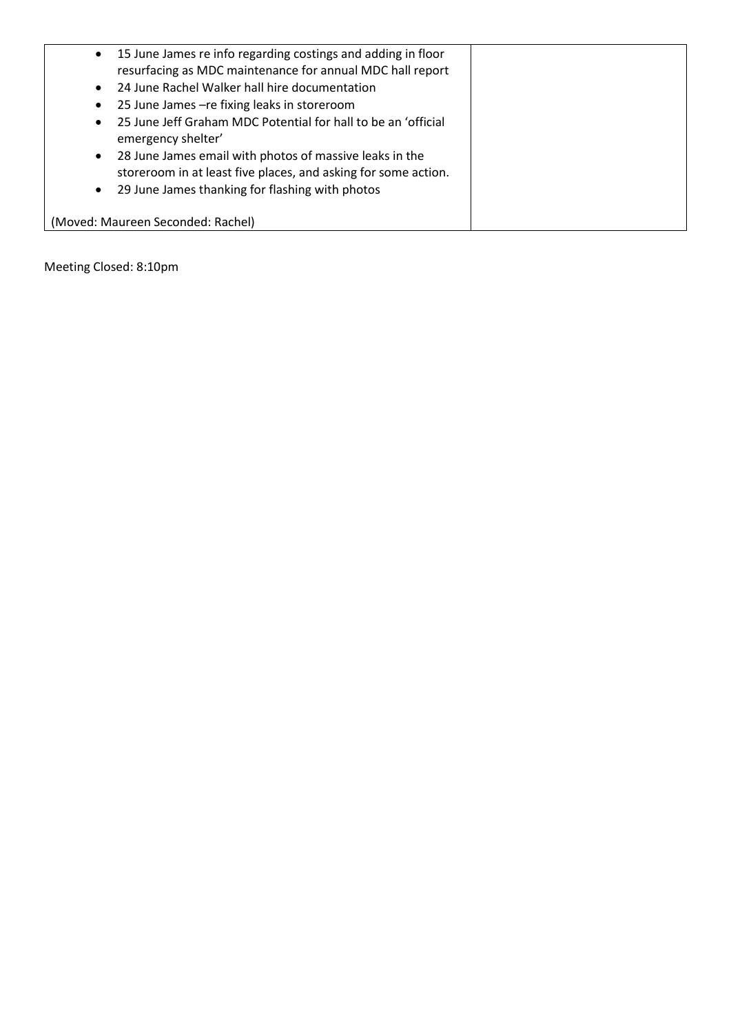| | |
|---|---|
| • 15 June James re info regarding costings and adding in floor resurfacing as MDC maintenance for annual MDC hall report<br>• 24 June Rachel Walker hall hire documentation<br>• 25 June James –re fixing leaks in storeroom<br>• 25 June Jeff Graham MDC Potential for hall to be an 'official emergency shelter'<br>• 28 June James email with photos of massive leaks in the storeroom in at least five places, and asking for some action.<br>• 29 June James thanking for flashing with photos<br><br>(Moved: Maureen Seconded: Rachel) | |

Meeting Closed: 8:10pm